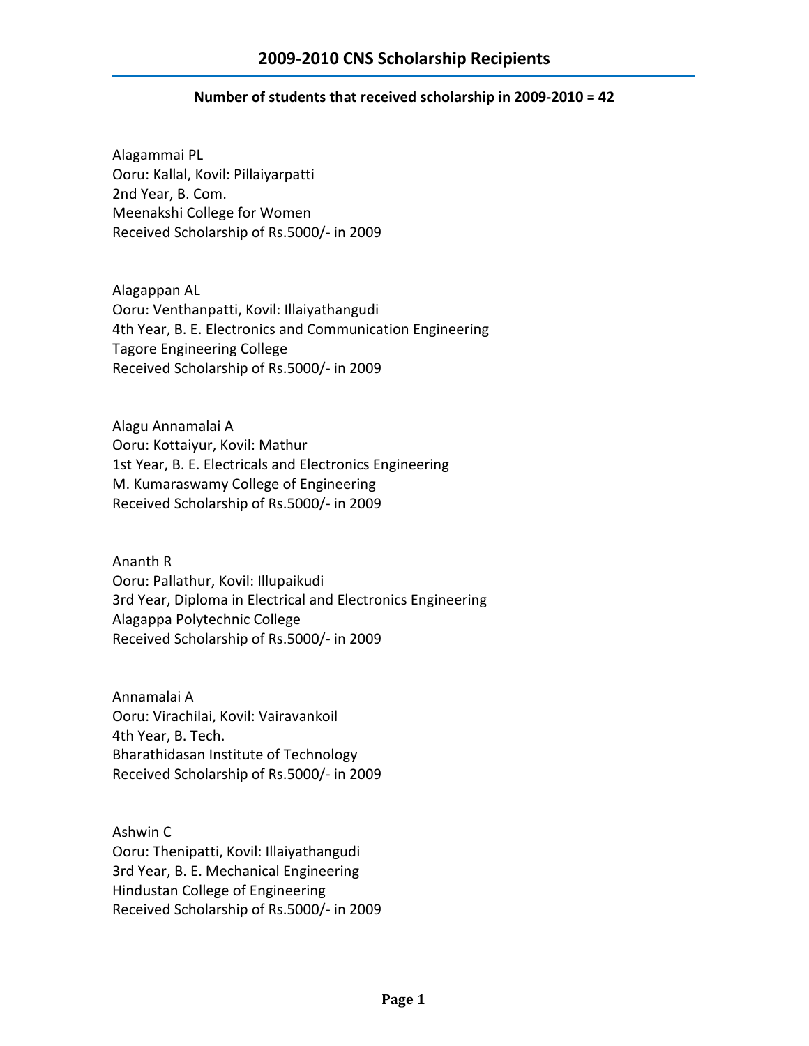# 2009-2010 CNS Scholarship Recipients

**Number of students that received scholarship in 2009-2010 = 42**

Alagammai PL
Ooru: Kallal, Kovil: Pillaiyarpatti
2nd Year, B. Com.
Meenakshi College for Women
Received Scholarship of Rs.5000/- in 2009

Alagappan AL
Ooru: Venthanpatti, Kovil: Illaiyathangudi
4th Year, B. E. Electronics and Communication Engineering
Tagore Engineering College
Received Scholarship of Rs.5000/- in 2009

Alagu Annamalai A
Ooru: Kottaiyur, Kovil: Mathur
1st Year, B. E. Electricals and Electronics Engineering
M. Kumaraswamy College of Engineering
Received Scholarship of Rs.5000/- in 2009

Ananth R
Ooru: Pallathur, Kovil: Illupaikudi
3rd Year, Diploma in Electrical and Electronics Engineering
Alagappa Polytechnic College
Received Scholarship of Rs.5000/- in 2009

Annamalai A
Ooru: Virachilai, Kovil: Vairavankoil
4th Year, B. Tech.
Bharathidasan Institute of Technology
Received Scholarship of Rs.5000/- in 2009

Ashwin C
Ooru: Thenipatti, Kovil: Illaiyathangudi
3rd Year, B. E. Mechanical Engineering
Hindustan College of Engineering
Received Scholarship of Rs.5000/- in 2009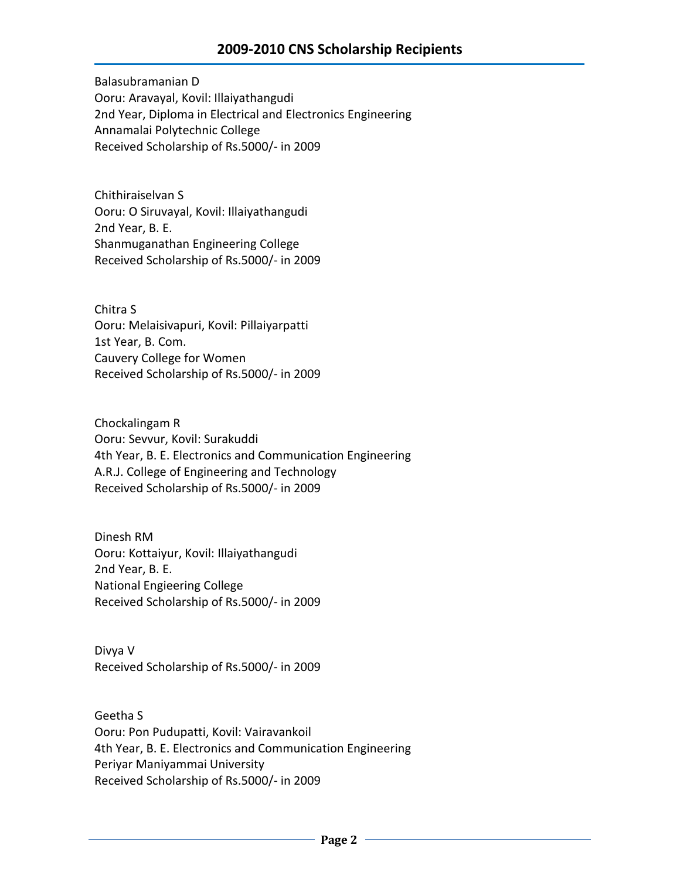## 2009-2010 CNS Scholarship Recipients

Balasubramanian D
Ooru: Aravayal, Kovil: Illaiyathangudi
2nd Year, Diploma in Electrical and Electronics Engineering
Annamalai Polytechnic College
Received Scholarship of Rs.5000/- in 2009

Chithiraiselvan S
Ooru: O Siruvayal, Kovil: Illaiyathangudi
2nd Year, B. E.
Shanmuganathan Engineering College
Received Scholarship of Rs.5000/- in 2009

Chitra S
Ooru: Melaisivapuri, Kovil: Pillaiyarpatti
1st Year, B. Com.
Cauvery College for Women
Received Scholarship of Rs.5000/- in 2009

Chockalingam R
Ooru: Sevvur, Kovil: Surakuddi
4th Year, B. E. Electronics and Communication Engineering
A.R.J. College of Engineering and Technology
Received Scholarship of Rs.5000/- in 2009

Dinesh RM
Ooru: Kottaiyur, Kovil: Illaiyathangudi
2nd Year, B. E.
National Engieering College
Received Scholarship of Rs.5000/- in 2009

Divya V
Received Scholarship of Rs.5000/- in 2009

Geetha S
Ooru: Pon Pudupatti, Kovil: Vairavankoil
4th Year, B. E. Electronics and Communication Engineering
Periyar Maniyammai University
Received Scholarship of Rs.5000/- in 2009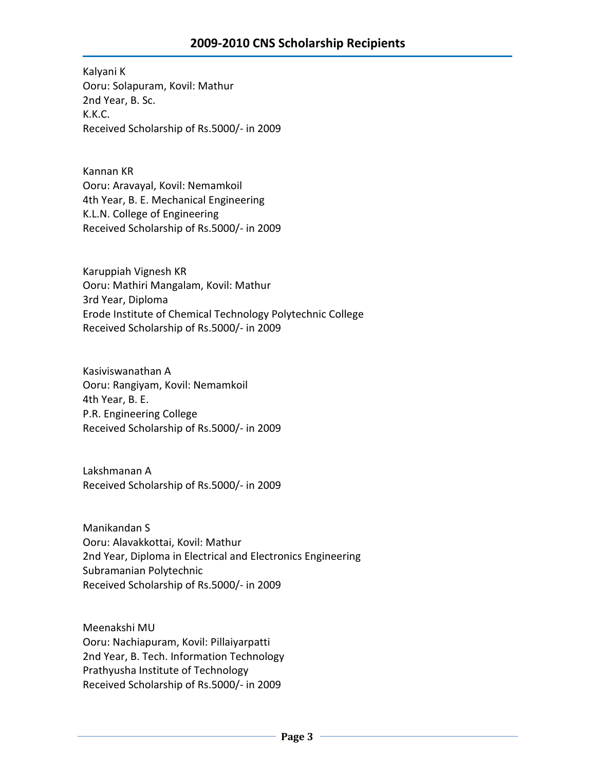## 2009-2010 CNS Scholarship Recipients

Kalyani K
Ooru: Solapuram, Kovil: Mathur
2nd Year, B. Sc.
K.K.C.
Received Scholarship of Rs.5000/- in 2009

Kannan KR
Ooru: Aravayal, Kovil: Nemamkoil
4th Year, B. E. Mechanical Engineering
K.L.N. College of Engineering
Received Scholarship of Rs.5000/- in 2009

Karuppiah Vignesh KR
Ooru: Mathiri Mangalam, Kovil: Mathur
3rd Year, Diploma
Erode Institute of Chemical Technology Polytechnic College
Received Scholarship of Rs.5000/- in 2009

Kasiviswanathan A
Ooru: Rangiyam, Kovil: Nemamkoil
4th Year, B. E.
P.R. Engineering College
Received Scholarship of Rs.5000/- in 2009

Lakshmanan A
Received Scholarship of Rs.5000/- in 2009

Manikandan S
Ooru: Alavakkottai, Kovil: Mathur
2nd Year, Diploma in Electrical and Electronics Engineering
Subramanian Polytechnic
Received Scholarship of Rs.5000/- in 2009

Meenakshi MU
Ooru: Nachiapuram, Kovil: Pillaiyarpatti
2nd Year, B. Tech. Information Technology
Prathyusha Institute of Technology
Received Scholarship of Rs.5000/- in 2009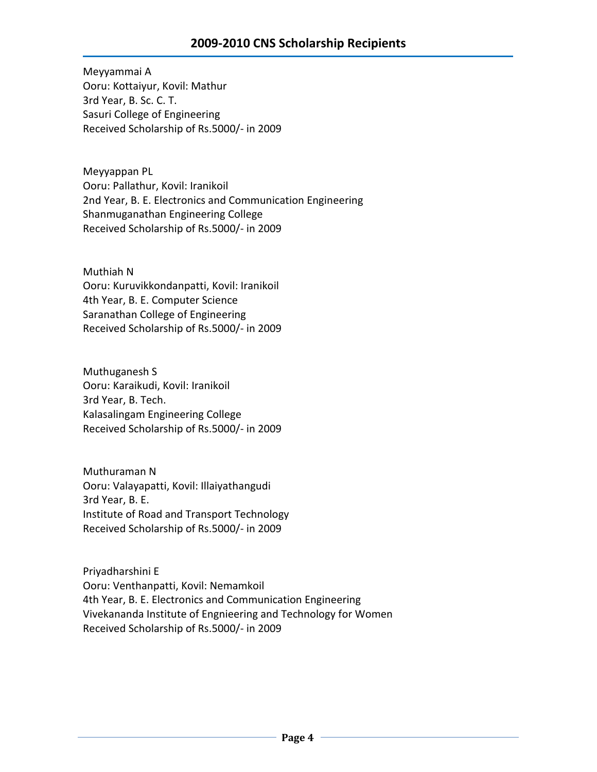## 2009-2010 CNS Scholarship Recipients

Meyyammai A
Ooru: Kottaiyur, Kovil: Mathur
3rd Year, B. Sc. C. T.
Sasuri College of Engineering
Received Scholarship of Rs.5000/- in 2009

Meyyappan PL
Ooru: Pallathur, Kovil: Iranikoil
2nd Year, B. E. Electronics and Communication Engineering
Shanmuganathan Engineering College
Received Scholarship of Rs.5000/- in 2009

Muthiah N
Ooru: Kuruvikkondanpatti, Kovil: Iranikoil
4th Year, B. E. Computer Science
Saranathan College of Engineering
Received Scholarship of Rs.5000/- in 2009

Muthuganesh S
Ooru: Karaikudi, Kovil: Iranikoil
3rd Year, B. Tech.
Kalasalingam Engineering College
Received Scholarship of Rs.5000/- in 2009

Muthuraman N
Ooru: Valayapatti, Kovil: Illaiyathangudi
3rd Year, B. E.
Institute of Road and Transport Technology
Received Scholarship of Rs.5000/- in 2009

Priyadharshini E
Ooru: Venthanpatti, Kovil: Nemamkoil
4th Year, B. E. Electronics and Communication Engineering
Vivekananda Institute of Engnieering and Technology for Women
Received Scholarship of Rs.5000/- in 2009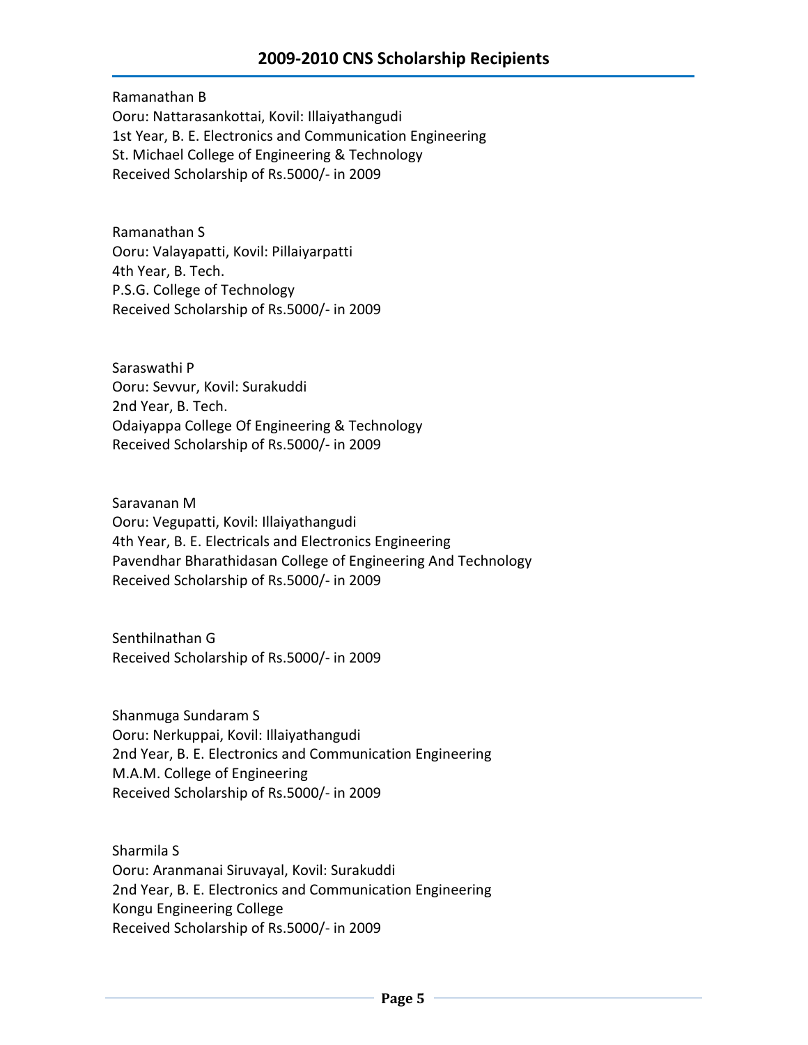## 2009-2010 CNS Scholarship Recipients

Ramanathan B
Ooru: Nattarasankottai, Kovil: Illaiyathangudi
1st Year, B. E. Electronics and Communication Engineering
St. Michael College of Engineering & Technology
Received Scholarship of Rs.5000/- in 2009

Ramanathan S
Ooru: Valayapatti, Kovil: Pillaiyarpatti
4th Year, B. Tech.
P.S.G. College of Technology
Received Scholarship of Rs.5000/- in 2009

Saraswathi P
Ooru: Sevvur, Kovil: Surakuddi
2nd Year, B. Tech.
Odaiyappa College Of Engineering & Technology
Received Scholarship of Rs.5000/- in 2009

Saravanan M
Ooru: Vegupatti, Kovil: Illaiyathangudi
4th Year, B. E. Electricals and Electronics Engineering
Pavendhar Bharathidasan College of Engineering And Technology
Received Scholarship of Rs.5000/- in 2009

Senthilnathan G
Received Scholarship of Rs.5000/- in 2009

Shanmuga Sundaram S
Ooru: Nerkuppai, Kovil: Illaiyathangudi
2nd Year, B. E. Electronics and Communication Engineering
M.A.M. College of Engineering
Received Scholarship of Rs.5000/- in 2009

Sharmila S
Ooru: Aranmanai Siruvayal, Kovil: Surakuddi
2nd Year, B. E. Electronics and Communication Engineering
Kongu Engineering College
Received Scholarship of Rs.5000/- in 2009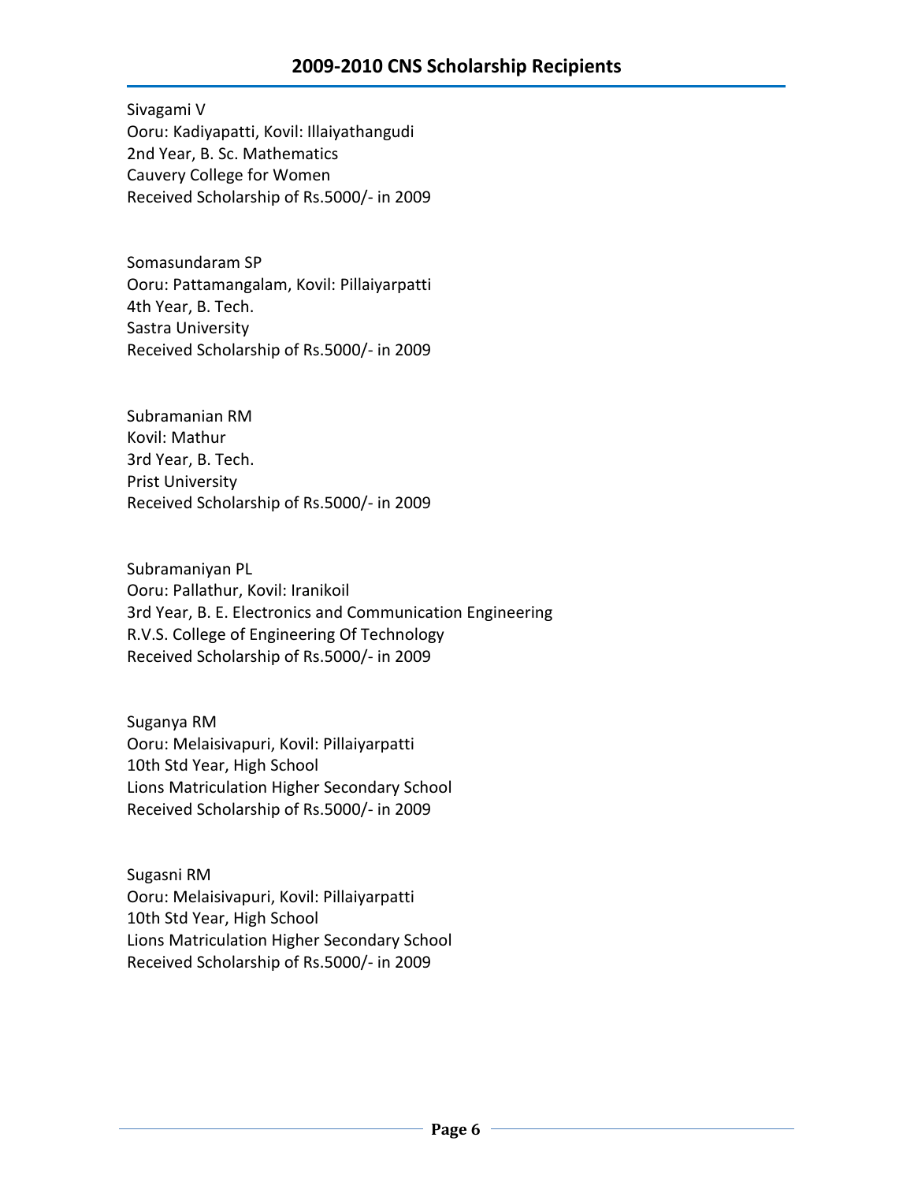## 2009-2010 CNS Scholarship Recipients

Sivagami V
Ooru: Kadiyapatti, Kovil: Illaiyathangudi
2nd Year, B. Sc. Mathematics
Cauvery College for Women
Received Scholarship of Rs.5000/- in 2009

Somasundaram SP
Ooru: Pattamangalam, Kovil: Pillaiyarpatti
4th Year, B. Tech.
Sastra University
Received Scholarship of Rs.5000/- in 2009

Subramanian RM
Kovil: Mathur
3rd Year, B. Tech.
Prist University
Received Scholarship of Rs.5000/- in 2009

Subramaniyan PL
Ooru: Pallathur, Kovil: Iranikoil
3rd Year, B. E. Electronics and Communication Engineering
R.V.S. College of Engineering Of Technology
Received Scholarship of Rs.5000/- in 2009

Suganya RM
Ooru: Melaisivapuri, Kovil: Pillaiyarpatti
10th Std Year, High School
Lions Matriculation Higher Secondary School
Received Scholarship of Rs.5000/- in 2009

Sugasni RM
Ooru: Melaisivapuri, Kovil: Pillaiyarpatti
10th Std Year, High School
Lions Matriculation Higher Secondary School
Received Scholarship of Rs.5000/- in 2009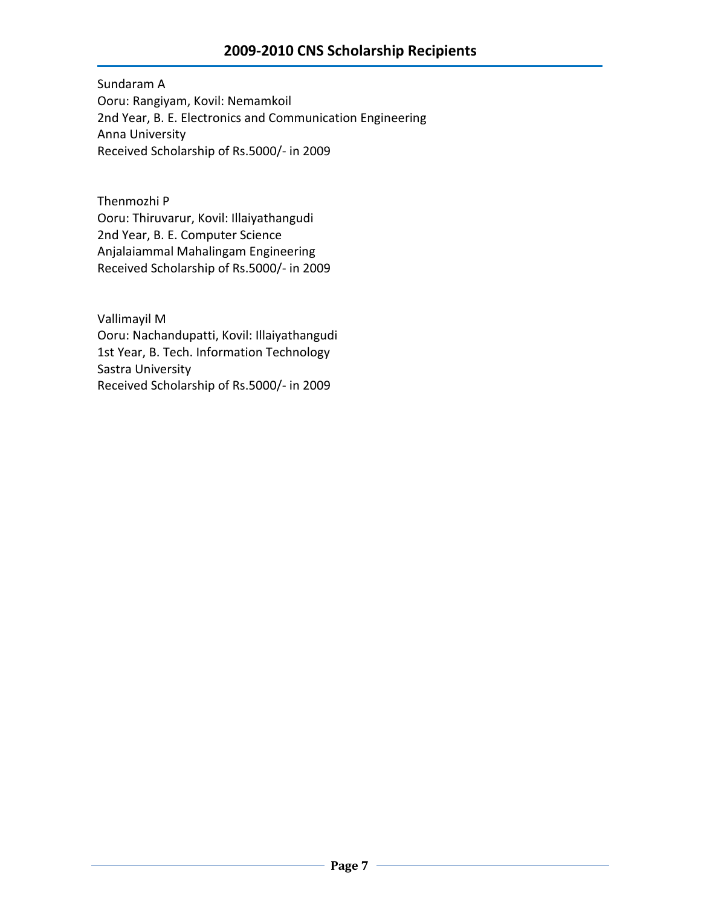## 2009-2010 CNS Scholarship Recipients

Sundaram A
Ooru: Rangiyam, Kovil: Nemamkoil
2nd Year, B. E. Electronics and Communication Engineering
Anna University
Received Scholarship of Rs.5000/- in 2009

Thenmozhi P
Ooru: Thiruvarur, Kovil: Illaiyathangudi
2nd Year, B. E. Computer Science
Anjalaiammal Mahalingam Engineering
Received Scholarship of Rs.5000/- in 2009

Vallimayil M
Ooru: Nachandupatti, Kovil: Illaiyathangudi
1st Year, B. Tech. Information Technology
Sastra University
Received Scholarship of Rs.5000/- in 2009